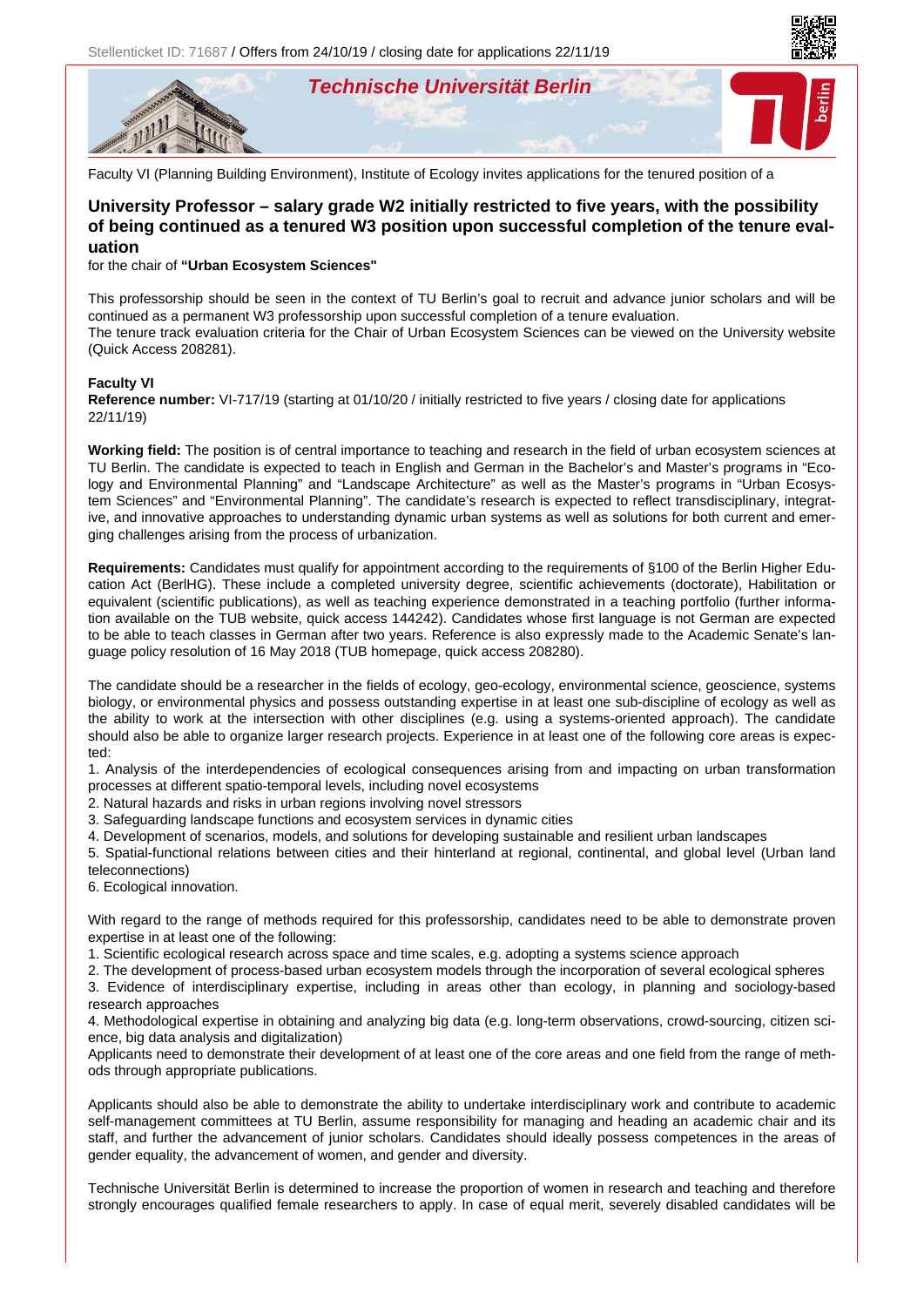Stellenticket ID: 71687 / Offers from 24/10/19 / closing date for applications 22/11/19

*Technische Universität Berlin*

Faculty VI (Planning Building Environment), Institute of Ecology invites applications for the tenured position of a

## University Professor – salary grade W2 initially restricted to five years, with the possibility of being continued as a tenured W3 position upon successful completion of the tenure evaluation

for the chair of **"Urban Ecosystem Sciences"**

This professorship should be seen in the context of TU Berlin's goal to recruit and advance junior scholars and will be continued as a permanent W3 professorship upon successful completion of a tenure evaluation.
The tenure track evaluation criteria for the Chair of Urban Ecosystem Sciences can be viewed on the University website (Quick Access 208281).

**Faculty VI**
**Reference number:** VI-717/19 (starting at 01/10/20 / initially restricted to five years / closing date for applications 22/11/19)

**Working field:** The position is of central importance to teaching and research in the field of urban ecosystem sciences at TU Berlin. The candidate is expected to teach in English and German in the Bachelor's and Master's programs in "Ecology and Environmental Planning" and "Landscape Architecture" as well as the Master's programs in "Urban Ecosystem Sciences" and "Environmental Planning". The candidate's research is expected to reflect transdisciplinary, integrative, and innovative approaches to understanding dynamic urban systems as well as solutions for both current and emerging challenges arising from the process of urbanization.

**Requirements:** Candidates must qualify for appointment according to the requirements of §100 of the Berlin Higher Education Act (BerlHG). These include a completed university degree, scientific achievements (doctorate), Habilitation or equivalent (scientific publications), as well as teaching experience demonstrated in a teaching portfolio (further information available on the TUB website, quick access 144242). Candidates whose first language is not German are expected to be able to teach classes in German after two years. Reference is also expressly made to the Academic Senate's language policy resolution of 16 May 2018 (TUB homepage, quick access 208280).

The candidate should be a researcher in the fields of ecology, geo-ecology, environmental science, geoscience, systems biology, or environmental physics and possess outstanding expertise in at least one sub-discipline of ecology as well as the ability to work at the intersection with other disciplines (e.g. using a systems-oriented approach). The candidate should also be able to organize larger research projects. Experience in at least one of the following core areas is expected:

1. Analysis of the interdependencies of ecological consequences arising from and impacting on urban transformation processes at different spatio-temporal levels, including novel ecosystems
2. Natural hazards and risks in urban regions involving novel stressors
3. Safeguarding landscape functions and ecosystem services in dynamic cities
4. Development of scenarios, models, and solutions for developing sustainable and resilient urban landscapes
5. Spatial-functional relations between cities and their hinterland at regional, continental, and global level (Urban land teleconnections)
6. Ecological innovation.

With regard to the range of methods required for this professorship, candidates need to be able to demonstrate proven expertise in at least one of the following:

1. Scientific ecological research across space and time scales, e.g. adopting a systems science approach
2. The development of process-based urban ecosystem models through the incorporation of several ecological spheres
3. Evidence of interdisciplinary expertise, including in areas other than ecology, in planning and sociology-based research approaches
4. Methodological expertise in obtaining and analyzing big data (e.g. long-term observations, crowd-sourcing, citizen science, big data analysis and digitalization)

Applicants need to demonstrate their development of at least one of the core areas and one field from the range of methods through appropriate publications.

Applicants should also be able to demonstrate the ability to undertake interdisciplinary work and contribute to academic self-management committees at TU Berlin, assume responsibility for managing and heading an academic chair and its staff, and further the advancement of junior scholars. Candidates should ideally possess competences in the areas of gender equality, the advancement of women, and gender and diversity.

Technische Universität Berlin is determined to increase the proportion of women in research and teaching and therefore strongly encourages qualified female researchers to apply. In case of equal merit, severely disabled candidates will be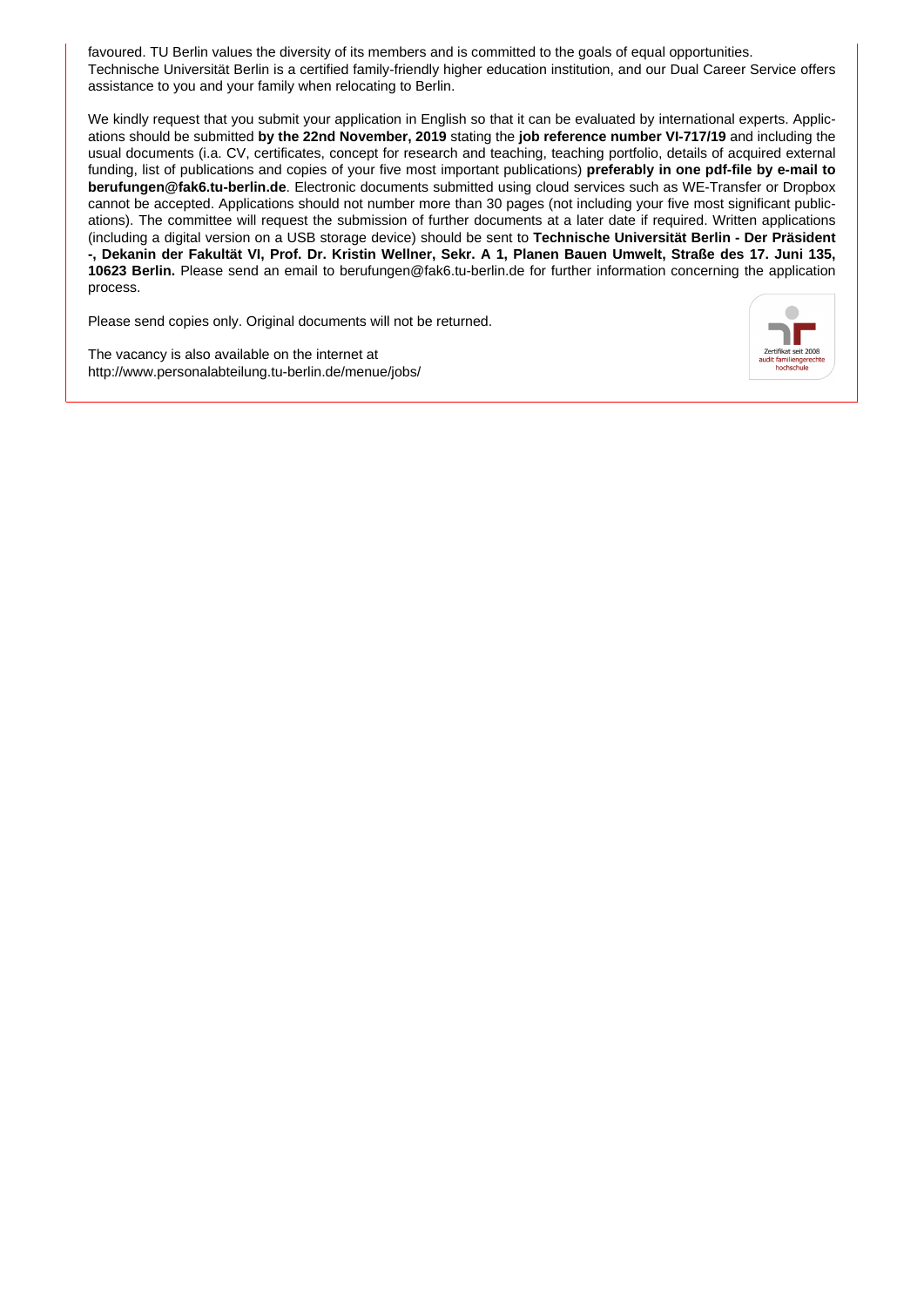favoured. TU Berlin values the diversity of its members and is committed to the goals of equal opportunities.
Technische Universität Berlin is a certified family-friendly higher education institution, and our Dual Career Service offers assistance to you and your family when relocating to Berlin.

We kindly request that you submit your application in English so that it can be evaluated by international experts. Applications should be submitted **by the 22nd November, 2019** stating the **job reference number VI-717/19** and including the usual documents (i.a. CV, certificates, concept for research and teaching, teaching portfolio, details of acquired external funding, list of publications and copies of your five most important publications) **preferably in one pdf-file by e-mail to berufungen@fak6.tu-berlin.de**. Electronic documents submitted using cloud services such as WE-Transfer or Dropbox cannot be accepted. Applications should not number more than 30 pages (not including your five most significant publications). The committee will request the submission of further documents at a later date if required. Written applications (including a digital version on a USB storage device) should be sent to **Technische Universität Berlin - Der Präsident -, Dekanin der Fakultät VI, Prof. Dr. Kristin Wellner, Sekr. A 1, Planen Bauen Umwelt, Straße des 17. Juni 135, 10623 Berlin.** Please send an email to berufungen@fak6.tu-berlin.de for further information concerning the application process.

Please send copies only. Original documents will not be returned.

The vacancy is also available on the internet at
http://www.personalabteilung.tu-berlin.de/menue/jobs/

Zertifikat seit 2008
audit familiengerechte hochschule